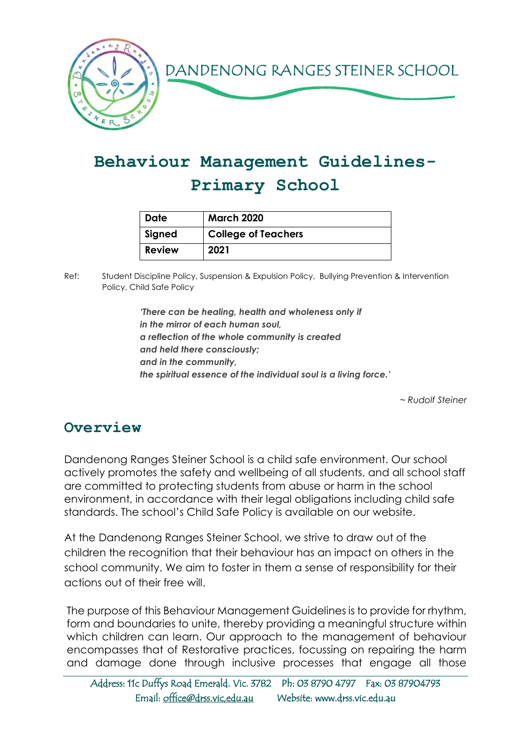DANDENONG RANGES STEINER SCHOOL

# Behaviour Management Guidelines- Primary School

| Date | March 2020 |
|---|---|
| Signed | College of Teachers |
| Review | 2021 |

Ref: Student Discipline Policy, Suspension & Expulsion Policy, Bullying Prevention & Intervention Policy, Child Safe Policy

> ***'There can be healing, health and wholeness only if***
> ***in the mirror of each human soul,***
> ***a reflection of the whole community is created***
> ***and held there consciously;***
> ***and in the community,***
> ***the spiritual essence of the individual soul is a living force.'***
>
> *~ Rudolf Steiner*

## Overview

Dandenong Ranges Steiner School is a child safe environment. Our school actively promotes the safety and wellbeing of all students, and all school staff are committed to protecting students from abuse or harm in the school environment, in accordance with their legal obligations including child safe standards. The school's Child Safe Policy is available on our website.

At the Dandenong Ranges Steiner School, we strive to draw out of the children the recognition that their behaviour has an impact on others in the school community. We aim to foster in them a sense of responsibility for their actions out of their free will.

The purpose of this Behaviour Management Guidelines is to provide for rhythm, form and boundaries to unite, thereby providing a meaningful structure within which children can learn. Our approach to the management of behaviour encompasses that of Restorative practices, focussing on repairing the harm and damage done through inclusive processes that engage all those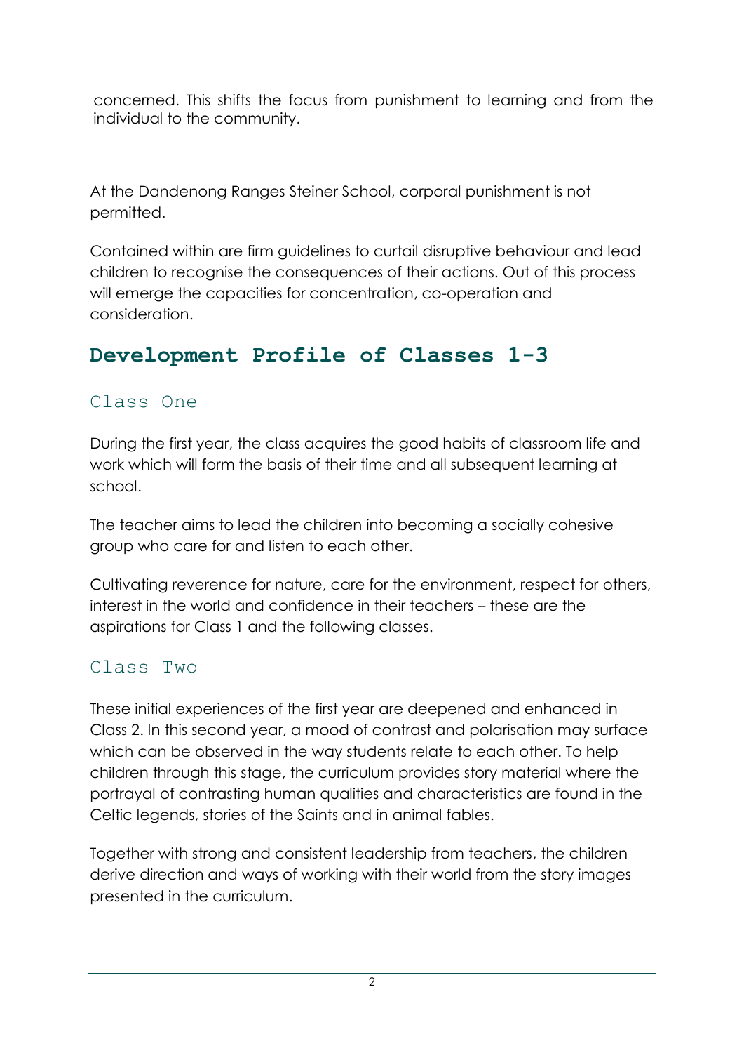concerned. This shifts the focus from punishment to learning and from the individual to the community.

At the Dandenong Ranges Steiner School, corporal punishment is not permitted.

Contained within are firm guidelines to curtail disruptive behaviour and lead children to recognise the consequences of their actions. Out of this process will emerge the capacities for concentration, co-operation and consideration.

## Development Profile of Classes 1-3

### Class One

During the first year, the class acquires the good habits of classroom life and work which will form the basis of their time and all subsequent learning at school.

The teacher aims to lead the children into becoming a socially cohesive group who care for and listen to each other.

Cultivating reverence for nature, care for the environment, respect for others, interest in the world and confidence in their teachers – these are the aspirations for Class 1 and the following classes.

### Class Two

These initial experiences of the first year are deepened and enhanced in Class 2. In this second year, a mood of contrast and polarisation may surface which can be observed in the way students relate to each other. To help children through this stage, the curriculum provides story material where the portrayal of contrasting human qualities and characteristics are found in the Celtic legends, stories of the Saints and in animal fables.

Together with strong and consistent leadership from teachers, the children derive direction and ways of working with their world from the story images presented in the curriculum.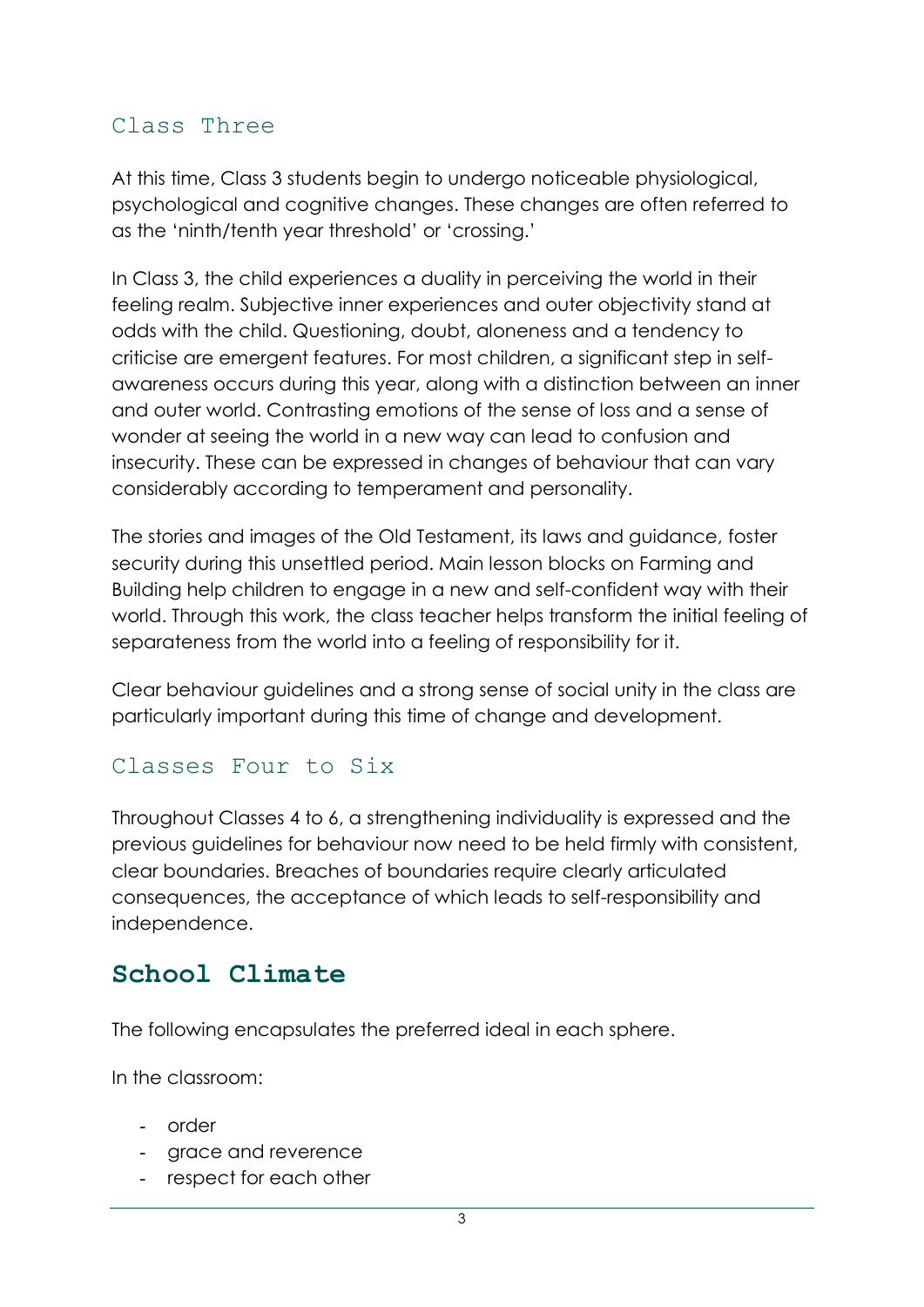### Class Three

At this time, Class 3 students begin to undergo noticeable physiological, psychological and cognitive changes. These changes are often referred to as the 'ninth/tenth year threshold' or 'crossing.'

In Class 3, the child experiences a duality in perceiving the world in their feeling realm. Subjective inner experiences and outer objectivity stand at odds with the child. Questioning, doubt, aloneness and a tendency to criticise are emergent features. For most children, a significant step in self-awareness occurs during this year, along with a distinction between an inner and outer world. Contrasting emotions of the sense of loss and a sense of wonder at seeing the world in a new way can lead to confusion and insecurity. These can be expressed in changes of behaviour that can vary considerably according to temperament and personality.

The stories and images of the Old Testament, its laws and guidance, foster security during this unsettled period. Main lesson blocks on Farming and Building help children to engage in a new and self-confident way with their world. Through this work, the class teacher helps transform the initial feeling of separateness from the world into a feeling of responsibility for it.

Clear behaviour guidelines and a strong sense of social unity in the class are particularly important during this time of change and development.

### Classes Four to Six

Throughout Classes 4 to 6, a strengthening individuality is expressed and the previous guidelines for behaviour now need to be held firmly with consistent, clear boundaries. Breaches of boundaries require clearly articulated consequences, the acceptance of which leads to self-responsibility and independence.

## School Climate

The following encapsulates the preferred ideal in each sphere.

In the classroom:

- order
- grace and reverence
- respect for each other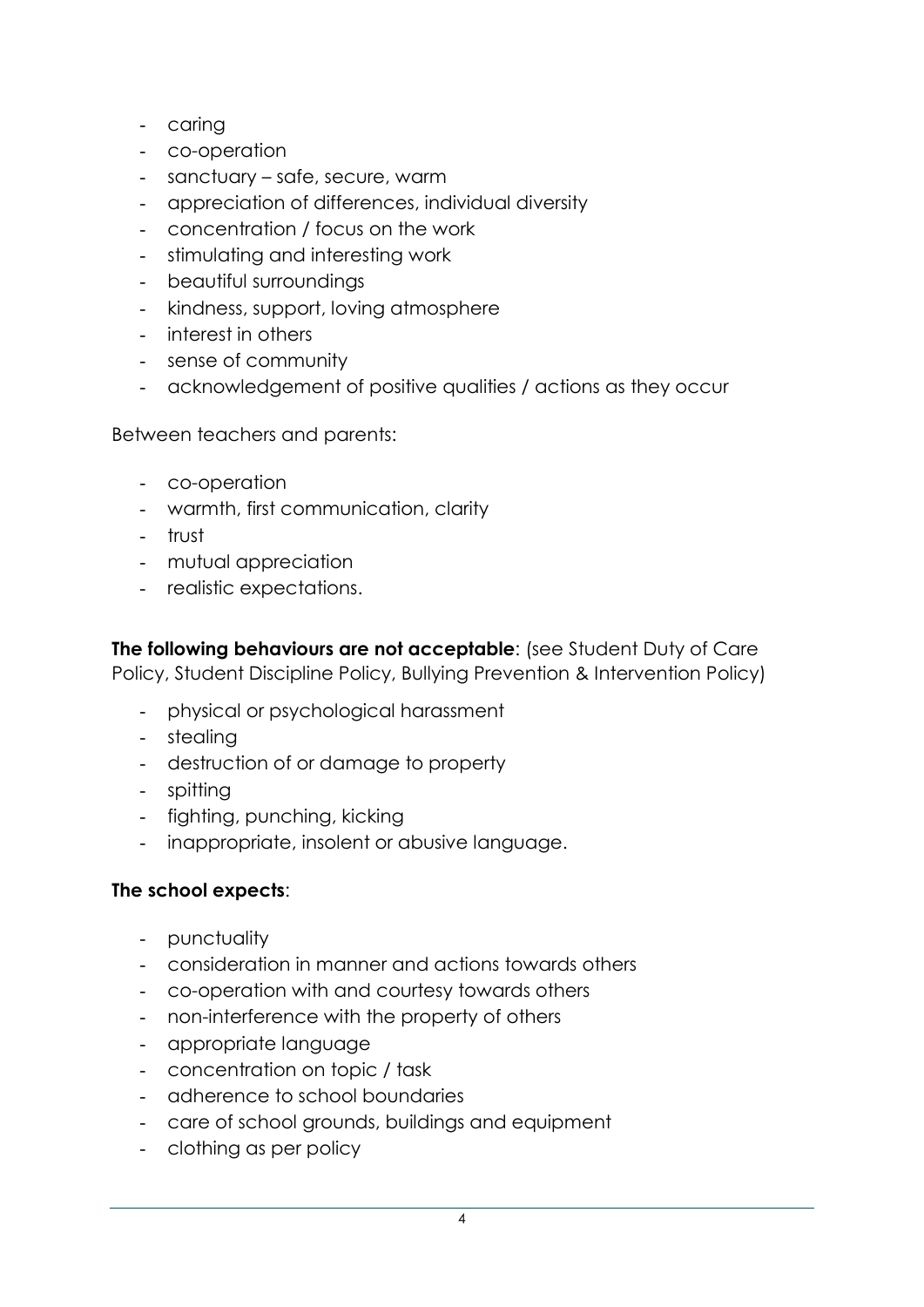- caring
- co-operation
- sanctuary – safe, secure, warm
- appreciation of differences, individual diversity
- concentration / focus on the work
- stimulating and interesting work
- beautiful surroundings
- kindness, support, loving atmosphere
- interest in others
- sense of community
- acknowledgement of positive qualities / actions as they occur

Between teachers and parents:

- co-operation
- warmth, first communication, clarity
- trust
- mutual appreciation
- realistic expectations.

**The following behaviours are not acceptable**: (see Student Duty of Care Policy, Student Discipline Policy, Bullying Prevention & Intervention Policy)

- physical or psychological harassment
- stealing
- destruction of or damage to property
- spitting
- fighting, punching, kicking
- inappropriate, insolent or abusive language.

**The school expects**:

- punctuality
- consideration in manner and actions towards others
- co-operation with and courtesy towards others
- non-interference with the property of others
- appropriate language
- concentration on topic / task
- adherence to school boundaries
- care of school grounds, buildings and equipment
- clothing as per policy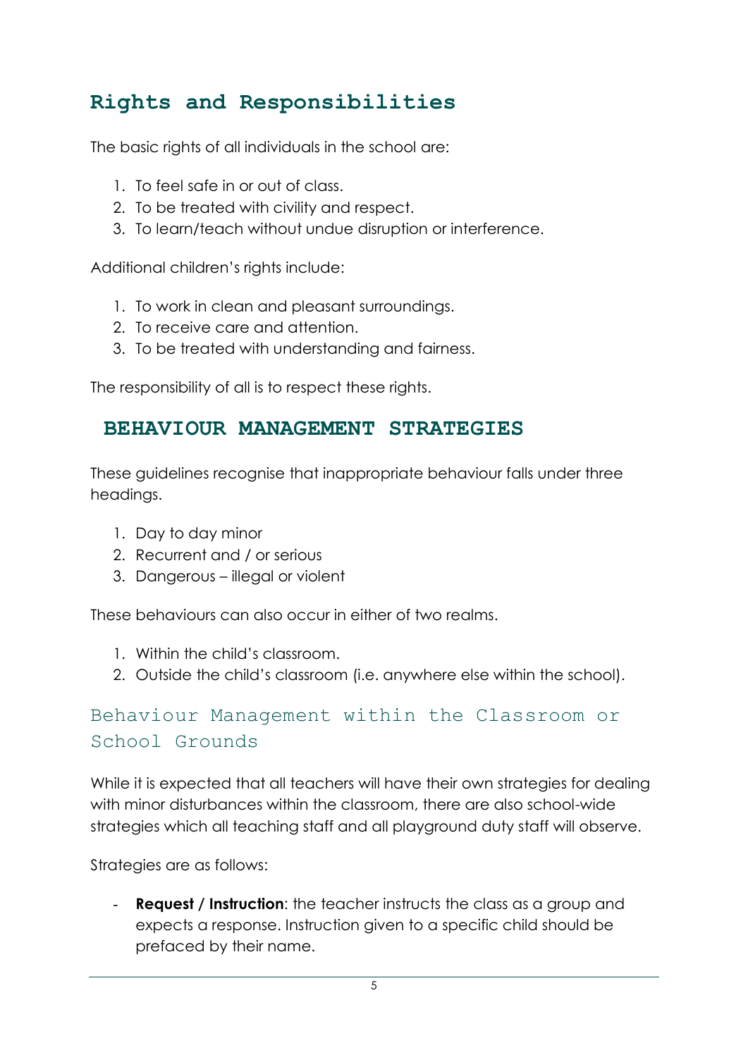## Rights and Responsibilities

The basic rights of all individuals in the school are:

1. To feel safe in or out of class.
2. To be treated with civility and respect.
3. To learn/teach without undue disruption or interference.

Additional children's rights include:

1. To work in clean and pleasant surroundings.
2. To receive care and attention.
3. To be treated with understanding and fairness.

The responsibility of all is to respect these rights.

## BEHAVIOUR MANAGEMENT STRATEGIES

These guidelines recognise that inappropriate behaviour falls under three headings.

1. Day to day minor
2. Recurrent and / or serious
3. Dangerous – illegal or violent

These behaviours can also occur in either of two realms.

1. Within the child's classroom.
2. Outside the child's classroom (i.e. anywhere else within the school).

### Behaviour Management within the Classroom or School Grounds

While it is expected that all teachers will have their own strategies for dealing with minor disturbances within the classroom, there are also school-wide strategies which all teaching staff and all playground duty staff will observe.

Strategies are as follows:

- **Request / Instruction**: the teacher instructs the class as a group and expects a response. Instruction given to a specific child should be prefaced by their name.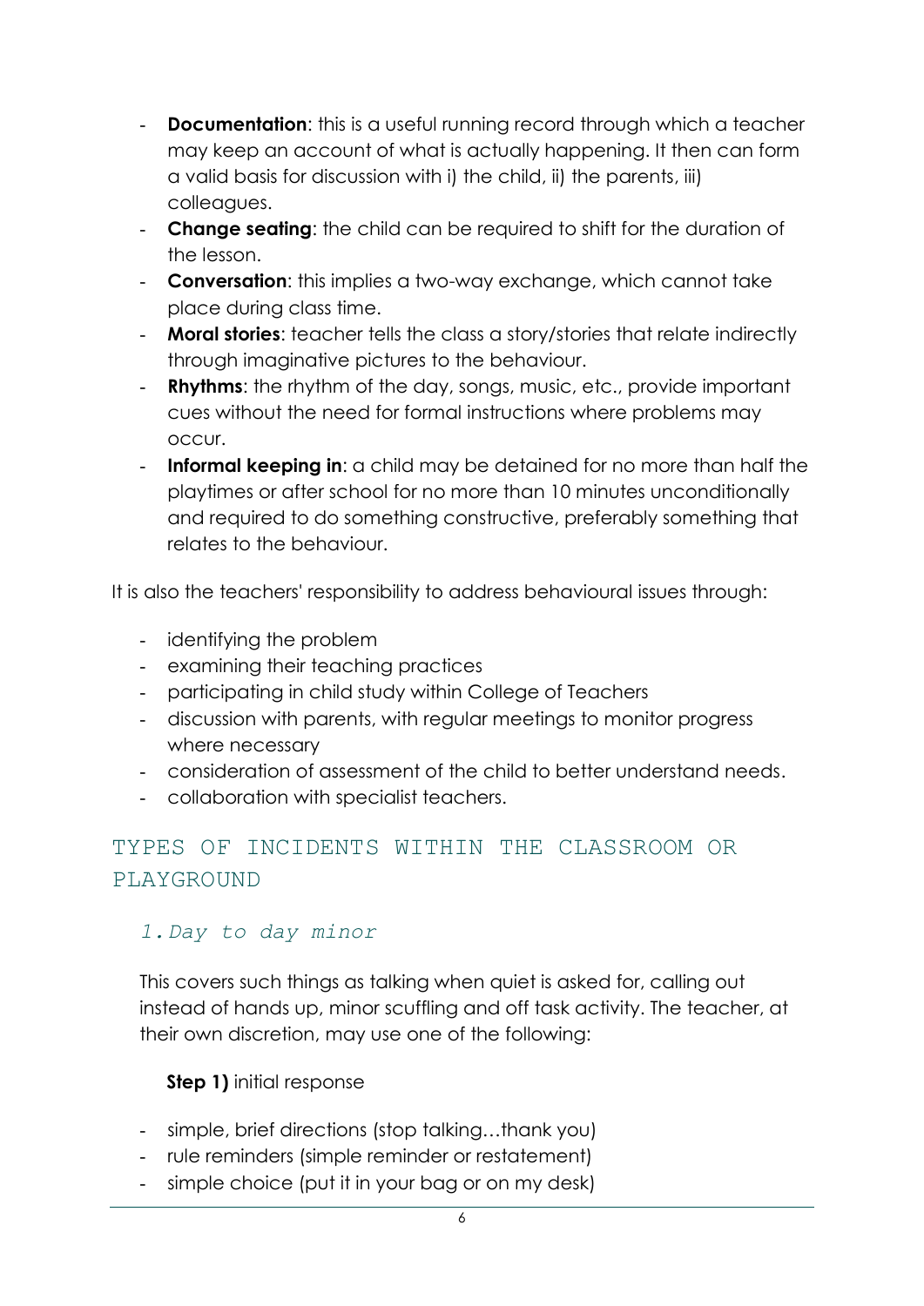- **Documentation**: this is a useful running record through which a teacher may keep an account of what is actually happening. It then can form a valid basis for discussion with i) the child, ii) the parents, iii) colleagues.
- **Change seating**: the child can be required to shift for the duration of the lesson.
- **Conversation**: this implies a two-way exchange, which cannot take place during class time.
- **Moral stories**: teacher tells the class a story/stories that relate indirectly through imaginative pictures to the behaviour.
- **Rhythms**: the rhythm of the day, songs, music, etc., provide important cues without the need for formal instructions where problems may occur.
- **Informal keeping in**: a child may be detained for no more than half the playtimes or after school for no more than 10 minutes unconditionally and required to do something constructive, preferably something that relates to the behaviour.

It is also the teachers' responsibility to address behavioural issues through:

- identifying the problem
- examining their teaching practices
- participating in child study within College of Teachers
- discussion with parents, with regular meetings to monitor progress where necessary
- consideration of assessment of the child to better understand needs.
- collaboration with specialist teachers.

## TYPES OF INCIDENTS WITHIN THE CLASSROOM OR PLAYGROUND

### *1. Day to day minor*

This covers such things as talking when quiet is asked for, calling out instead of hands up, minor scuffling and off task activity. The teacher, at their own discretion, may use one of the following:

**Step 1)** initial response

- simple, brief directions (stop talking…thank you)
- rule reminders (simple reminder or restatement)
- simple choice (put it in your bag or on my desk)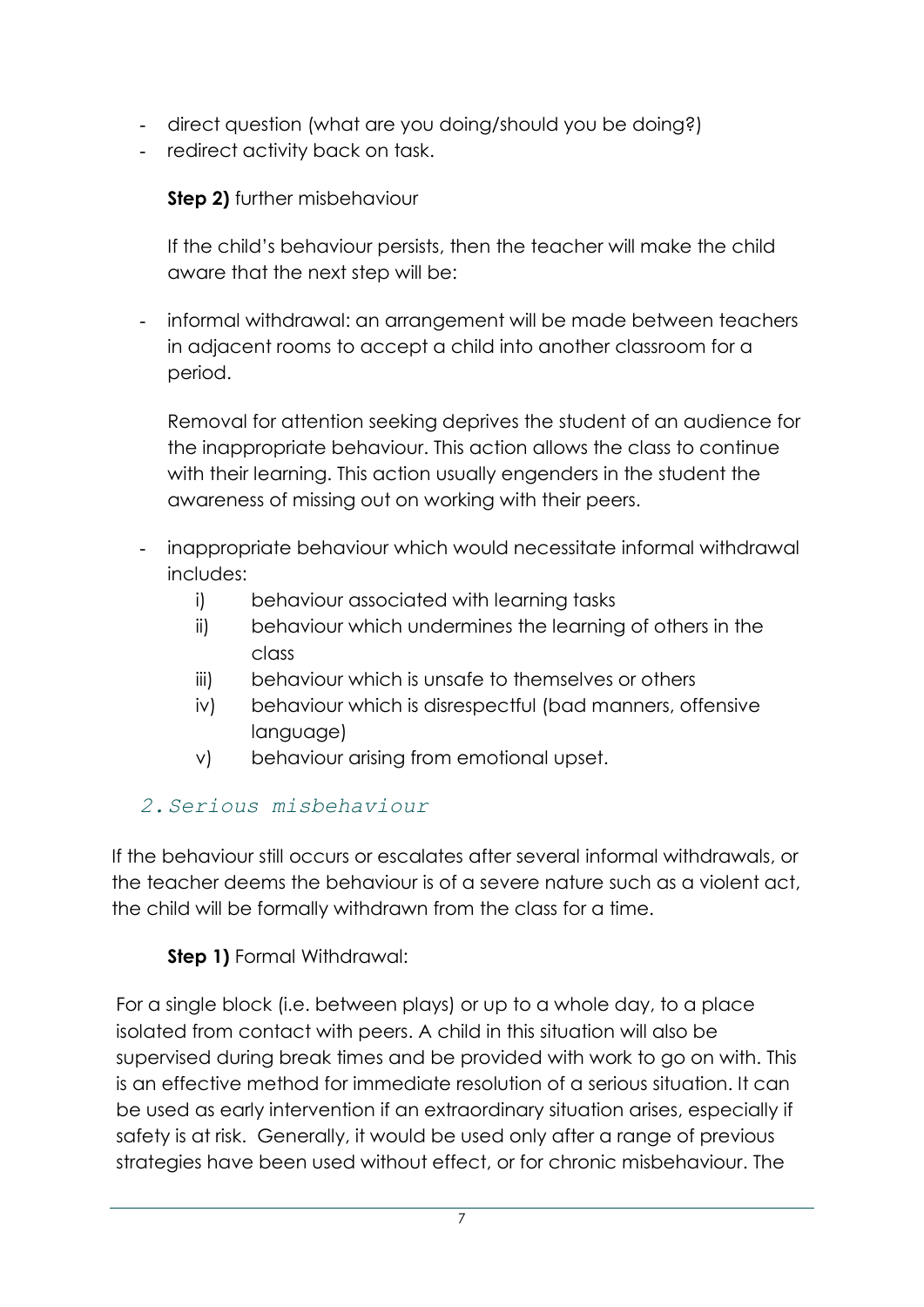- direct question (what are you doing/should you be doing?)
- redirect activity back on task.

**Step 2)** further misbehaviour

If the child's behaviour persists, then the teacher will make the child aware that the next step will be:

- informal withdrawal: an arrangement will be made between teachers in adjacent rooms to accept a child into another classroom for a period.

  Removal for attention seeking deprives the student of an audience for the inappropriate behaviour. This action allows the class to continue with their learning. This action usually engenders in the student the awareness of missing out on working with their peers.

- inappropriate behaviour which would necessitate informal withdrawal includes:
  - i) behaviour associated with learning tasks
  - ii) behaviour which undermines the learning of others in the class
  - iii) behaviour which is unsafe to themselves or others
  - iv) behaviour which is disrespectful (bad manners, offensive language)
  - v) behaviour arising from emotional upset.

## *2. Serious misbehaviour*

If the behaviour still occurs or escalates after several informal withdrawals, or the teacher deems the behaviour is of a severe nature such as a violent act, the child will be formally withdrawn from the class for a time.

**Step 1)** Formal Withdrawal:

For a single block (i.e. between plays) or up to a whole day, to a place isolated from contact with peers. A child in this situation will also be supervised during break times and be provided with work to go on with. This is an effective method for immediate resolution of a serious situation. It can be used as early intervention if an extraordinary situation arises, especially if safety is at risk. Generally, it would be used only after a range of previous strategies have been used without effect, or for chronic misbehaviour. The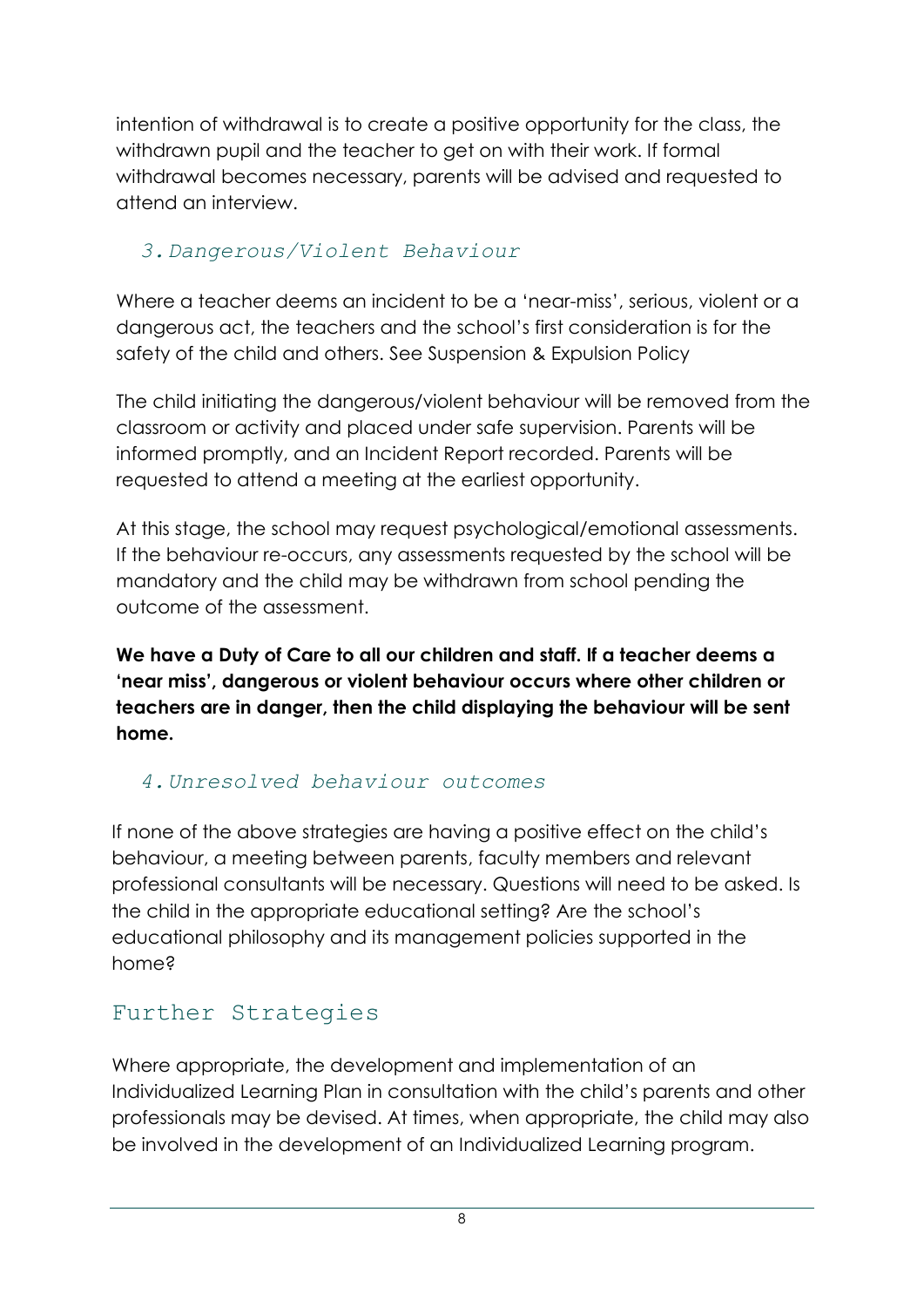intention of withdrawal is to create a positive opportunity for the class, the withdrawn pupil and the teacher to get on with their work. If formal withdrawal becomes necessary, parents will be advised and requested to attend an interview.

### *3. Dangerous/Violent Behaviour*

Where a teacher deems an incident to be a 'near-miss', serious, violent or a dangerous act, the teachers and the school's first consideration is for the safety of the child and others. See Suspension & Expulsion Policy

The child initiating the dangerous/violent behaviour will be removed from the classroom or activity and placed under safe supervision. Parents will be informed promptly, and an Incident Report recorded. Parents will be requested to attend a meeting at the earliest opportunity.

At this stage, the school may request psychological/emotional assessments. If the behaviour re-occurs, any assessments requested by the school will be mandatory and the child may be withdrawn from school pending the outcome of the assessment.

**We have a Duty of Care to all our children and staff. If a teacher deems a 'near miss', dangerous or violent behaviour occurs where other children or teachers are in danger, then the child displaying the behaviour will be sent home.**

### *4. Unresolved behaviour outcomes*

If none of the above strategies are having a positive effect on the child's behaviour, a meeting between parents, faculty members and relevant professional consultants will be necessary. Questions will need to be asked. Is the child in the appropriate educational setting? Are the school's educational philosophy and its management policies supported in the home?

## Further Strategies

Where appropriate, the development and implementation of an Individualized Learning Plan in consultation with the child's parents and other professionals may be devised. At times, when appropriate, the child may also be involved in the development of an Individualized Learning program.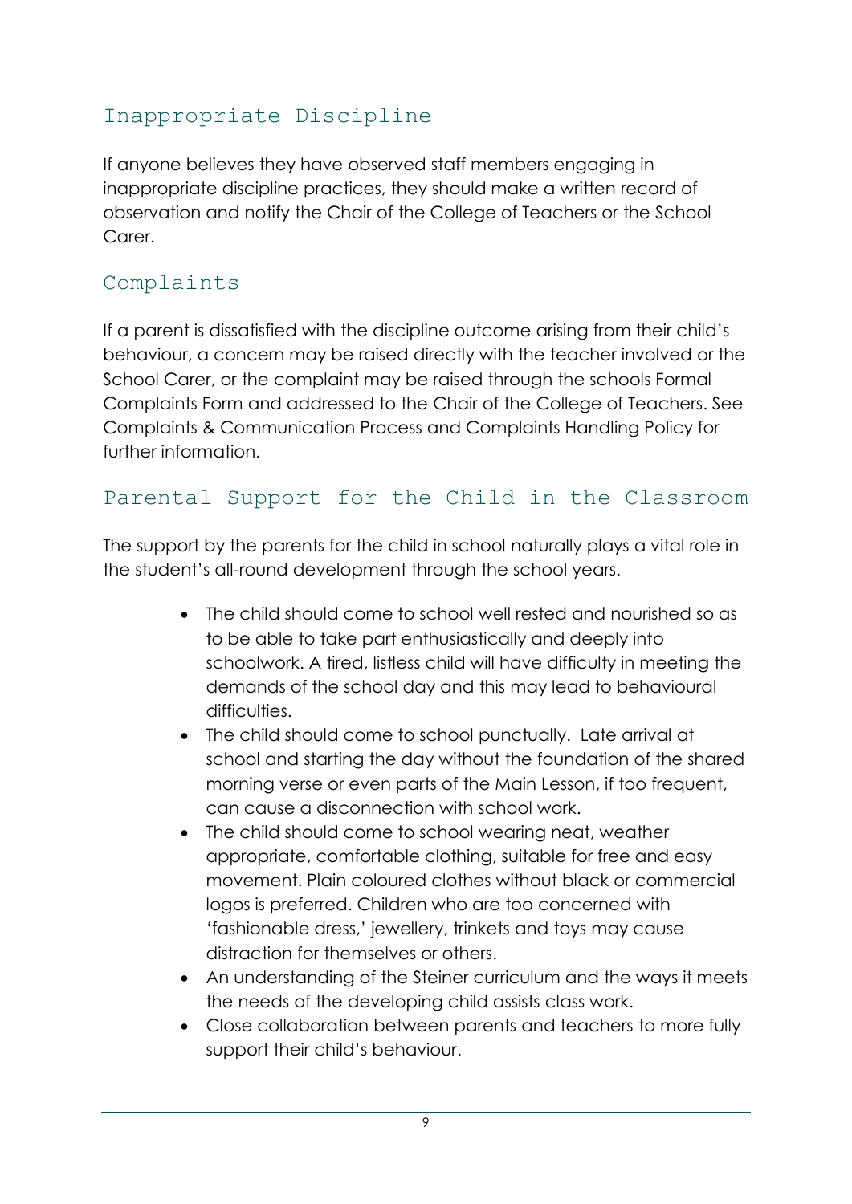## Inappropriate Discipline

If anyone believes they have observed staff members engaging in inappropriate discipline practices, they should make a written record of observation and notify the Chair of the College of Teachers or the School Carer.

## Complaints

If a parent is dissatisfied with the discipline outcome arising from their child's behaviour, a concern may be raised directly with the teacher involved or the School Carer, or the complaint may be raised through the schools Formal Complaints Form and addressed to the Chair of the College of Teachers. See Complaints & Communication Process and Complaints Handling Policy for further information.

## Parental Support for the Child in the Classroom

The support by the parents for the child in school naturally plays a vital role in the student's all-round development through the school years.

- The child should come to school well rested and nourished so as to be able to take part enthusiastically and deeply into schoolwork. A tired, listless child will have difficulty in meeting the demands of the school day and this may lead to behavioural difficulties.
- The child should come to school punctually. Late arrival at school and starting the day without the foundation of the shared morning verse or even parts of the Main Lesson, if too frequent, can cause a disconnection with school work.
- The child should come to school wearing neat, weather appropriate, comfortable clothing, suitable for free and easy movement. Plain coloured clothes without black or commercial logos is preferred. Children who are too concerned with 'fashionable dress,' jewellery, trinkets and toys may cause distraction for themselves or others.
- An understanding of the Steiner curriculum and the ways it meets the needs of the developing child assists class work.
- Close collaboration between parents and teachers to more fully support their child's behaviour.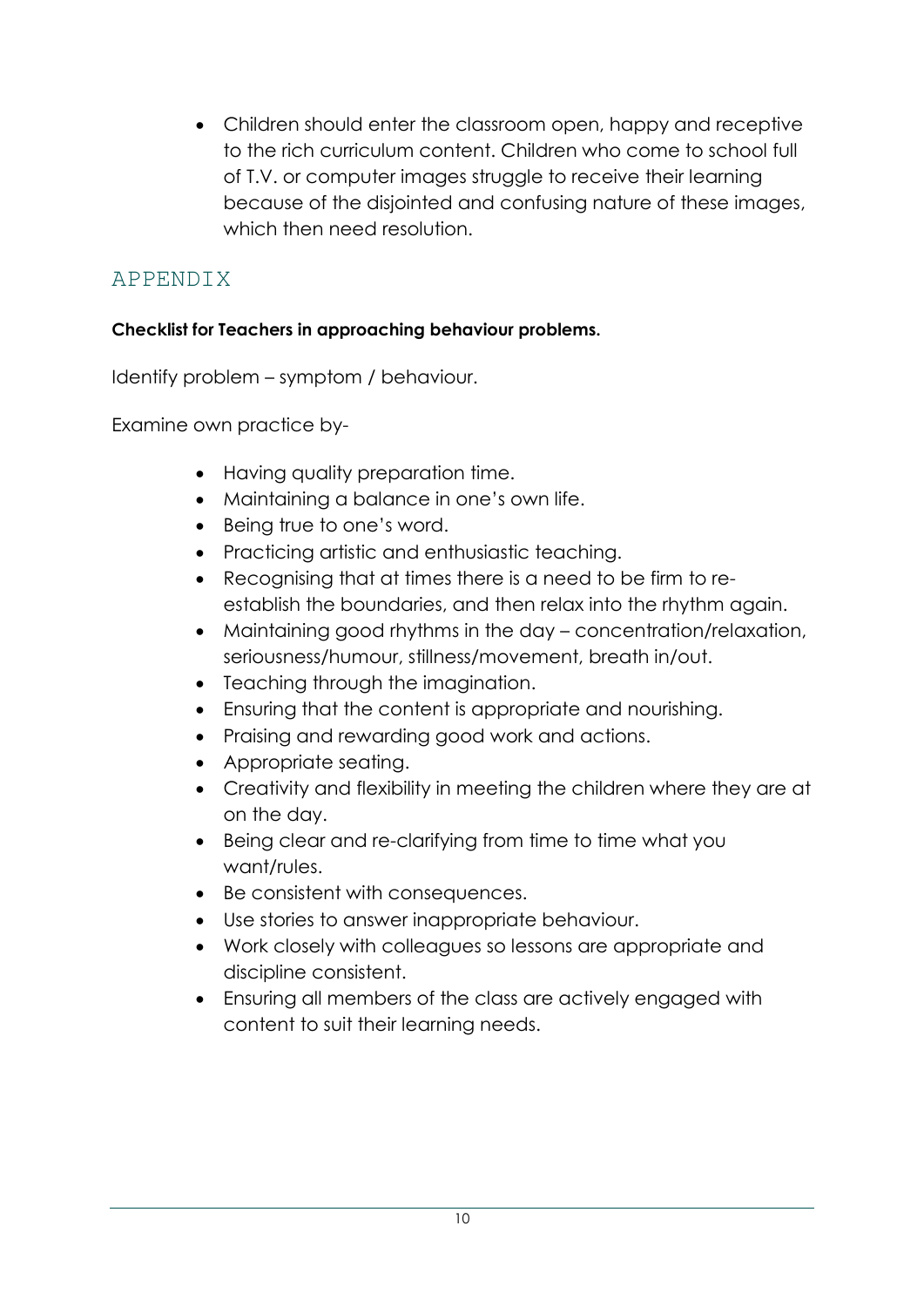- Children should enter the classroom open, happy and receptive to the rich curriculum content. Children who come to school full of T.V. or computer images struggle to receive their learning because of the disjointed and confusing nature of these images, which then need resolution.

## APPENDIX

**Checklist for Teachers in approaching behaviour problems.**

Identify problem – symptom / behaviour.

Examine own practice by-

- Having quality preparation time.
- Maintaining a balance in one's own life.
- Being true to one's word.
- Practicing artistic and enthusiastic teaching.
- Recognising that at times there is a need to be firm to re-establish the boundaries, and then relax into the rhythm again.
- Maintaining good rhythms in the day – concentration/relaxation, seriousness/humour, stillness/movement, breath in/out.
- Teaching through the imagination.
- Ensuring that the content is appropriate and nourishing.
- Praising and rewarding good work and actions.
- Appropriate seating.
- Creativity and flexibility in meeting the children where they are at on the day.
- Being clear and re-clarifying from time to time what you want/rules.
- Be consistent with consequences.
- Use stories to answer inappropriate behaviour.
- Work closely with colleagues so lessons are appropriate and discipline consistent.
- Ensuring all members of the class are actively engaged with content to suit their learning needs.